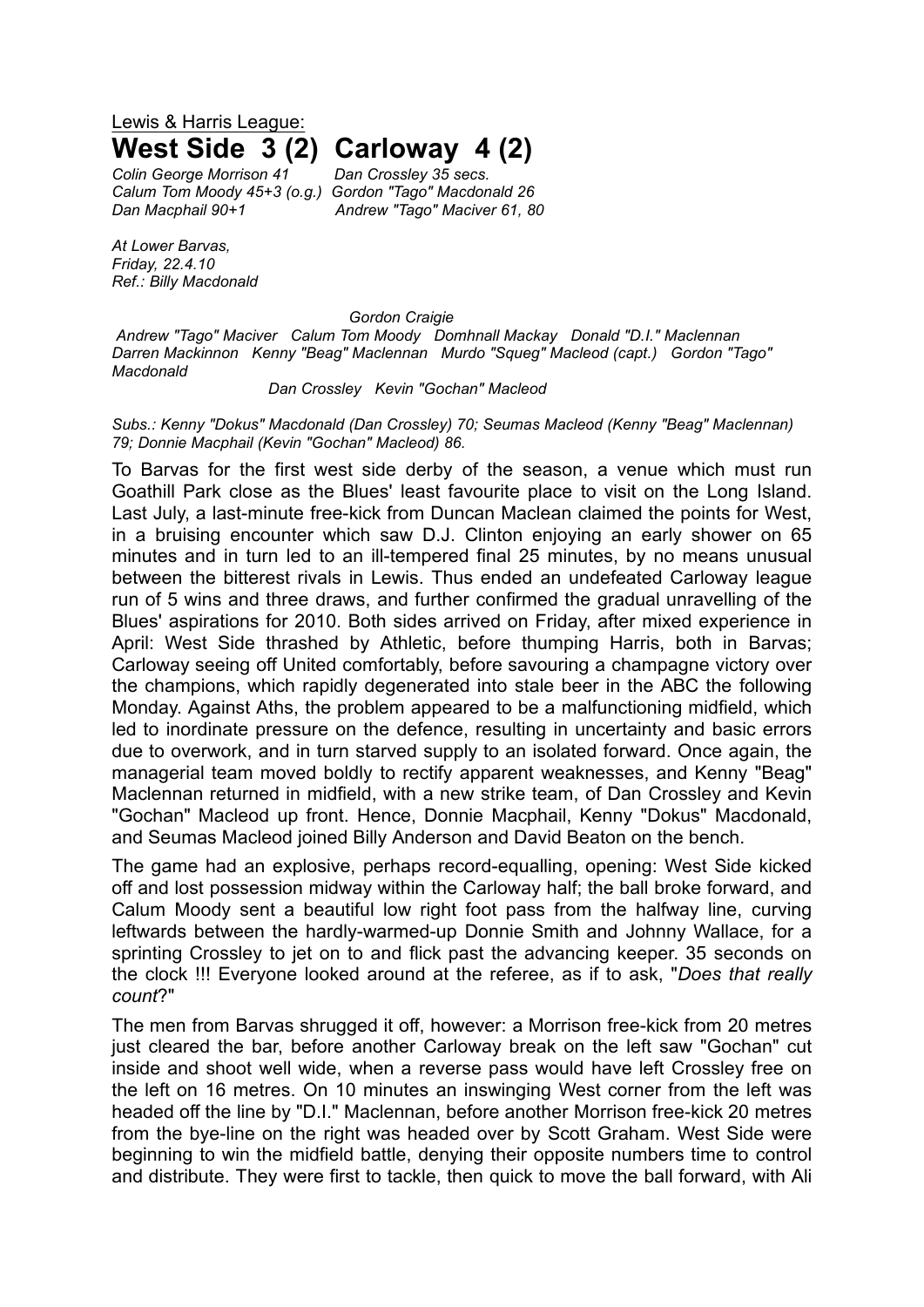Lewis & Harris League:

# West Side 3 (2) Carloway 4 (2)

*Colin George Morrison 41* *Dan Crossley 35 secs.*
*Calum Tom Moody 45+3 (o.g.)* *Gordon "Tago" Macdonald 26*
*Dan Macphail 90+1* *Andrew "Tago" Maciver 61, 80*

*At Lower Barvas,*
*Friday, 22.4.10*
*Ref.: Billy Macdonald*

*Gordon Craigie*
*Andrew "Tago" Maciver Calum Tom Moody Domhnall Mackay Donald "D.I." Maclennan*
*Darren Mackinnon Kenny "Beag" Maclennan Murdo "Squeg" Macleod (capt.) Gordon "Tago" Macdonald*
*Dan Crossley Kevin "Gochan" Macleod*

*Subs.: Kenny "Dokus" Macdonald (Dan Crossley) 70; Seumas Macleod (Kenny "Beag" Maclennan) 79; Donnie Macphail (Kevin "Gochan" Macleod) 86.*

To Barvas for the first west side derby of the season, a venue which must run Goathill Park close as the Blues' least favourite place to visit on the Long Island. Last July, a last-minute free-kick from Duncan Maclean claimed the points for West, in a bruising encounter which saw D.J. Clinton enjoying an early shower on 65 minutes and in turn led to an ill-tempered final 25 minutes, by no means unusual between the bitterest rivals in Lewis. Thus ended an undefeated Carloway league run of 5 wins and three draws, and further confirmed the gradual unravelling of the Blues' aspirations for 2010. Both sides arrived on Friday, after mixed experience in April: West Side thrashed by Athletic, before thumping Harris, both in Barvas; Carloway seeing off United comfortably, before savouring a champagne victory over the champions, which rapidly degenerated into stale beer in the ABC the following Monday. Against Aths, the problem appeared to be a malfunctioning midfield, which led to inordinate pressure on the defence, resulting in uncertainty and basic errors due to overwork, and in turn starved supply to an isolated forward. Once again, the managerial team moved boldly to rectify apparent weaknesses, and Kenny "Beag" Maclennan returned in midfield, with a new strike team, of Dan Crossley and Kevin "Gochan" Macleod up front. Hence, Donnie Macphail, Kenny "Dokus" Macdonald, and Seumas Macleod joined Billy Anderson and David Beaton on the bench.

The game had an explosive, perhaps record-equalling, opening: West Side kicked off and lost possession midway within the Carloway half; the ball broke forward, and Calum Moody sent a beautiful low right foot pass from the halfway line, curving leftwards between the hardly-warmed-up Donnie Smith and Johnny Wallace, for a sprinting Crossley to jet on to and flick past the advancing keeper. 35 seconds on the clock !!! Everyone looked around at the referee, as if to ask, "*Does that really count*?"

The men from Barvas shrugged it off, however: a Morrison free-kick from 20 metres just cleared the bar, before another Carloway break on the left saw "Gochan" cut inside and shoot well wide, when a reverse pass would have left Crossley free on the left on 16 metres. On 10 minutes an inswinging West corner from the left was headed off the line by "D.I." Maclennan, before another Morrison free-kick 20 metres from the bye-line on the right was headed over by Scott Graham. West Side were beginning to win the midfield battle, denying their opposite numbers time to control and distribute. They were first to tackle, then quick to move the ball forward, with Ali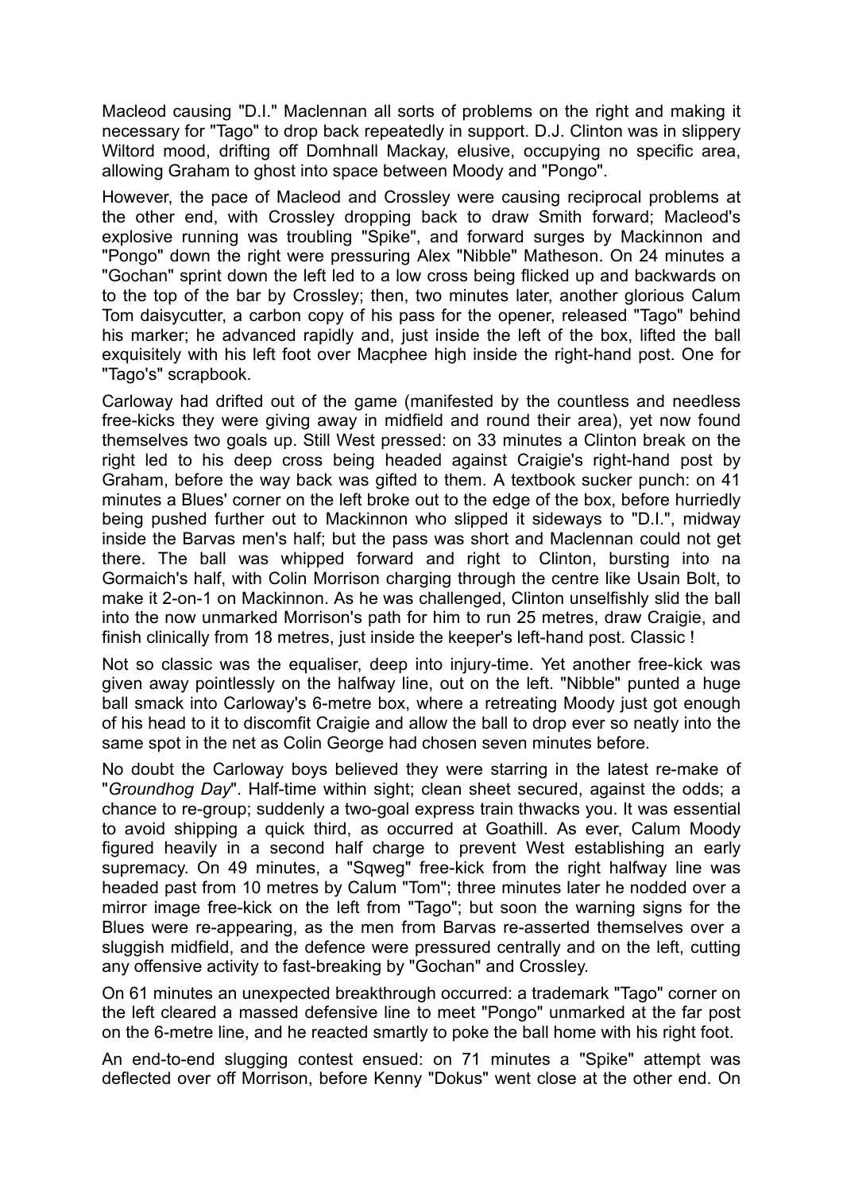Macleod causing "D.I." Maclennan all sorts of problems on the right and making it necessary for "Tago" to drop back repeatedly in support. D.J. Clinton was in slippery Wiltord mood, drifting off Domhnall Mackay, elusive, occupying no specific area, allowing Graham to ghost into space between Moody and "Pongo".

However, the pace of Macleod and Crossley were causing reciprocal problems at the other end, with Crossley dropping back to draw Smith forward; Macleod's explosive running was troubling "Spike", and forward surges by Mackinnon and "Pongo" down the right were pressuring Alex "Nibble" Matheson. On 24 minutes a "Gochan" sprint down the left led to a low cross being flicked up and backwards on to the top of the bar by Crossley; then, two minutes later, another glorious Calum Tom daisycutter, a carbon copy of his pass for the opener, released "Tago" behind his marker; he advanced rapidly and, just inside the left of the box, lifted the ball exquisitely with his left foot over Macphee high inside the right-hand post. One for "Tago's" scrapbook.

Carloway had drifted out of the game (manifested by the countless and needless free-kicks they were giving away in midfield and round their area), yet now found themselves two goals up. Still West pressed: on 33 minutes a Clinton break on the right led to his deep cross being headed against Craigie's right-hand post by Graham, before the way back was gifted to them. A textbook sucker punch: on 41 minutes a Blues' corner on the left broke out to the edge of the box, before hurriedly being pushed further out to Mackinnon who slipped it sideways to "D.I.", midway inside the Barvas men's half; but the pass was short and Maclennan could not get there. The ball was whipped forward and right to Clinton, bursting into na Gormaich's half, with Colin Morrison charging through the centre like Usain Bolt, to make it 2-on-1 on Mackinnon. As he was challenged, Clinton unselfishly slid the ball into the now unmarked Morrison's path for him to run 25 metres, draw Craigie, and finish clinically from 18 metres, just inside the keeper's left-hand post. Classic !

Not so classic was the equaliser, deep into injury-time. Yet another free-kick was given away pointlessly on the halfway line, out on the left. "Nibble" punted a huge ball smack into Carloway's 6-metre box, where a retreating Moody just got enough of his head to it to discomfit Craigie and allow the ball to drop ever so neatly into the same spot in the net as Colin George had chosen seven minutes before.

No doubt the Carloway boys believed they were starring in the latest re-make of "*Groundhog Day*". Half-time within sight; clean sheet secured, against the odds; a chance to re-group; suddenly a two-goal express train thwacks you. It was essential to avoid shipping a quick third, as occurred at Goathill. As ever, Calum Moody figured heavily in a second half charge to prevent West establishing an early supremacy. On 49 minutes, a "Sqweg" free-kick from the right halfway line was headed past from 10 metres by Calum "Tom"; three minutes later he nodded over a mirror image free-kick on the left from "Tago"; but soon the warning signs for the Blues were re-appearing, as the men from Barvas re-asserted themselves over a sluggish midfield, and the defence were pressured centrally and on the left, cutting any offensive activity to fast-breaking by "Gochan" and Crossley.

On 61 minutes an unexpected breakthrough occurred: a trademark "Tago" corner on the left cleared a massed defensive line to meet "Pongo" unmarked at the far post on the 6-metre line, and he reacted smartly to poke the ball home with his right foot.

An end-to-end slugging contest ensued: on 71 minutes a "Spike" attempt was deflected over off Morrison, before Kenny "Dokus" went close at the other end. On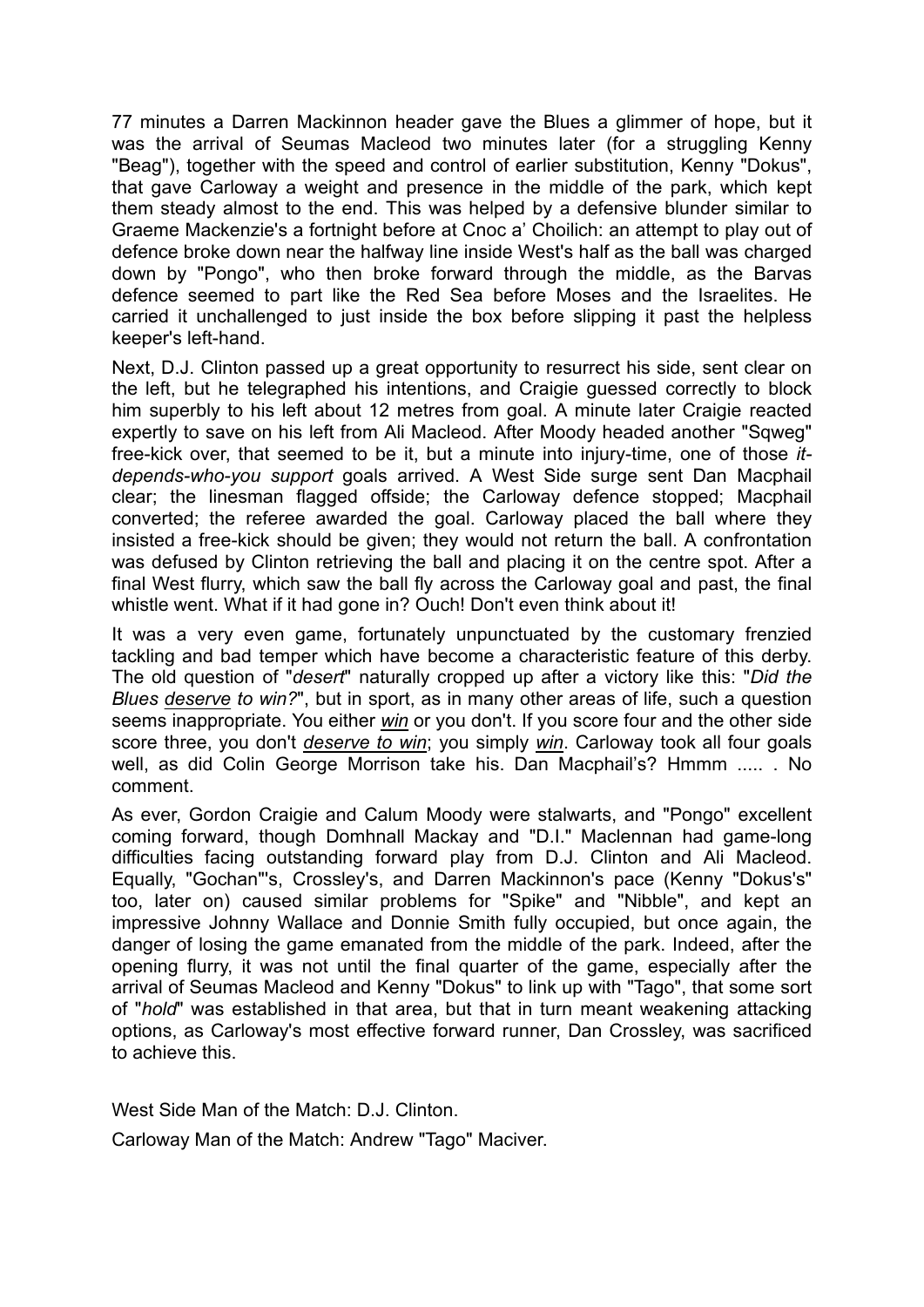77 minutes a Darren Mackinnon header gave the Blues a glimmer of hope, but it was the arrival of Seumas Macleod two minutes later (for a struggling Kenny "Beag"), together with the speed and control of earlier substitution, Kenny "Dokus", that gave Carloway a weight and presence in the middle of the park, which kept them steady almost to the end. This was helped by a defensive blunder similar to Graeme Mackenzie's a fortnight before at Cnoc a' Choilich: an attempt to play out of defence broke down near the halfway line inside West's half as the ball was charged down by "Pongo", who then broke forward through the middle, as the Barvas defence seemed to part like the Red Sea before Moses and the Israelites. He carried it unchallenged to just inside the box before slipping it past the helpless keeper's left-hand.

Next, D.J. Clinton passed up a great opportunity to resurrect his side, sent clear on the left, but he telegraphed his intentions, and Craigie guessed correctly to block him superbly to his left about 12 metres from goal. A minute later Craigie reacted expertly to save on his left from Ali Macleod. After Moody headed another "Sqweg" free-kick over, that seemed to be it, but a minute into injury-time, one of those *it-depends-who-you support* goals arrived. A West Side surge sent Dan Macphail clear; the linesman flagged offside; the Carloway defence stopped; Macphail converted; the referee awarded the goal. Carloway placed the ball where they insisted a free-kick should be given; they would not return the ball. A confrontation was defused by Clinton retrieving the ball and placing it on the centre spot. After a final West flurry, which saw the ball fly across the Carloway goal and past, the final whistle went. What if it had gone in? Ouch! Don't even think about it!

It was a very even game, fortunately unpunctuated by the customary frenzied tackling and bad temper which have become a characteristic feature of this derby. The old question of "*desert*" naturally cropped up after a victory like this: "*Did the Blues <u>deserve</u> to win?*", but in sport, as in many other areas of life, such a question seems inappropriate. You either *<u>win</u>* or you don't. If you score four and the other side score three, you don't *<u>deserve to win</u>*; you simply *<u>win</u>*. Carloway took all four goals well, as did Colin George Morrison take his. Dan Macphail's? Hmmm ..... . No comment.

As ever, Gordon Craigie and Calum Moody were stalwarts, and "Pongo" excellent coming forward, though Domhnall Mackay and "D.I." Maclennan had game-long difficulties facing outstanding forward play from D.J. Clinton and Ali Macleod. Equally, "Gochan"'s, Crossley's, and Darren Mackinnon's pace (Kenny "Dokus's" too, later on) caused similar problems for "Spike" and "Nibble", and kept an impressive Johnny Wallace and Donnie Smith fully occupied, but once again, the danger of losing the game emanated from the middle of the park. Indeed, after the opening flurry, it was not until the final quarter of the game, especially after the arrival of Seumas Macleod and Kenny "Dokus" to link up with "Tago", that some sort of "*hold*" was established in that area, but that in turn meant weakening attacking options, as Carloway's most effective forward runner, Dan Crossley, was sacrificed to achieve this.

West Side Man of the Match: D.J. Clinton.

Carloway Man of the Match: Andrew "Tago" Maciver.